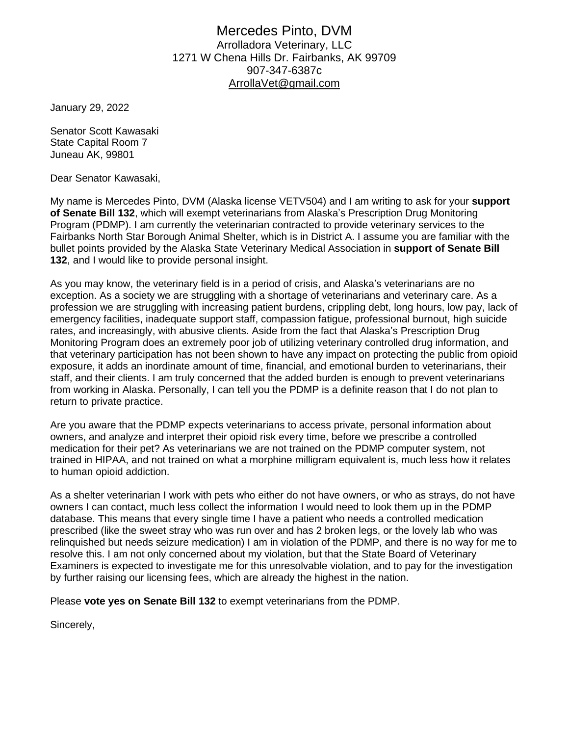Mercedes Pinto, DVM
Arrolladora Veterinary, LLC
1271 W Chena Hills Dr. Fairbanks, AK 99709
907-347-6387c
ArrollaVet@gmail.com

January 29, 2022

Senator Scott Kawasaki
State Capital Room 7
Juneau AK, 99801

Dear Senator Kawasaki,

My name is Mercedes Pinto, DVM (Alaska license VETV504) and I am writing to ask for your **support of Senate Bill 132**, which will exempt veterinarians from Alaska's Prescription Drug Monitoring Program (PDMP). I am currently the veterinarian contracted to provide veterinary services to the Fairbanks North Star Borough Animal Shelter, which is in District A. I assume you are familiar with the bullet points provided by the Alaska State Veterinary Medical Association in **support of Senate Bill 132**, and I would like to provide personal insight.

As you may know, the veterinary field is in a period of crisis, and Alaska's veterinarians are no exception. As a society we are struggling with a shortage of veterinarians and veterinary care. As a profession we are struggling with increasing patient burdens, crippling debt, long hours, low pay, lack of emergency facilities, inadequate support staff, compassion fatigue, professional burnout, high suicide rates, and increasingly, with abusive clients. Aside from the fact that Alaska's Prescription Drug Monitoring Program does an extremely poor job of utilizing veterinary controlled drug information, and that veterinary participation has not been shown to have any impact on protecting the public from opioid exposure, it adds an inordinate amount of time, financial, and emotional burden to veterinarians, their staff, and their clients. I am truly concerned that the added burden is enough to prevent veterinarians from working in Alaska. Personally, I can tell you the PDMP is a definite reason that I do not plan to return to private practice.

Are you aware that the PDMP expects veterinarians to access private, personal information about owners, and analyze and interpret their opioid risk every time, before we prescribe a controlled medication for their pet? As veterinarians we are not trained on the PDMP computer system, not trained in HIPAA, and not trained on what a morphine milligram equivalent is, much less how it relates to human opioid addiction.

As a shelter veterinarian I work with pets who either do not have owners, or who as strays, do not have owners I can contact, much less collect the information I would need to look them up in the PDMP database. This means that every single time I have a patient who needs a controlled medication prescribed (like the sweet stray who was run over and has 2 broken legs, or the lovely lab who was relinquished but needs seizure medication) I am in violation of the PDMP, and there is no way for me to resolve this. I am not only concerned about my violation, but that the State Board of Veterinary Examiners is expected to investigate me for this unresolvable violation, and to pay for the investigation by further raising our licensing fees, which are already the highest in the nation.

Please **vote yes on Senate Bill 132** to exempt veterinarians from the PDMP.

Sincerely,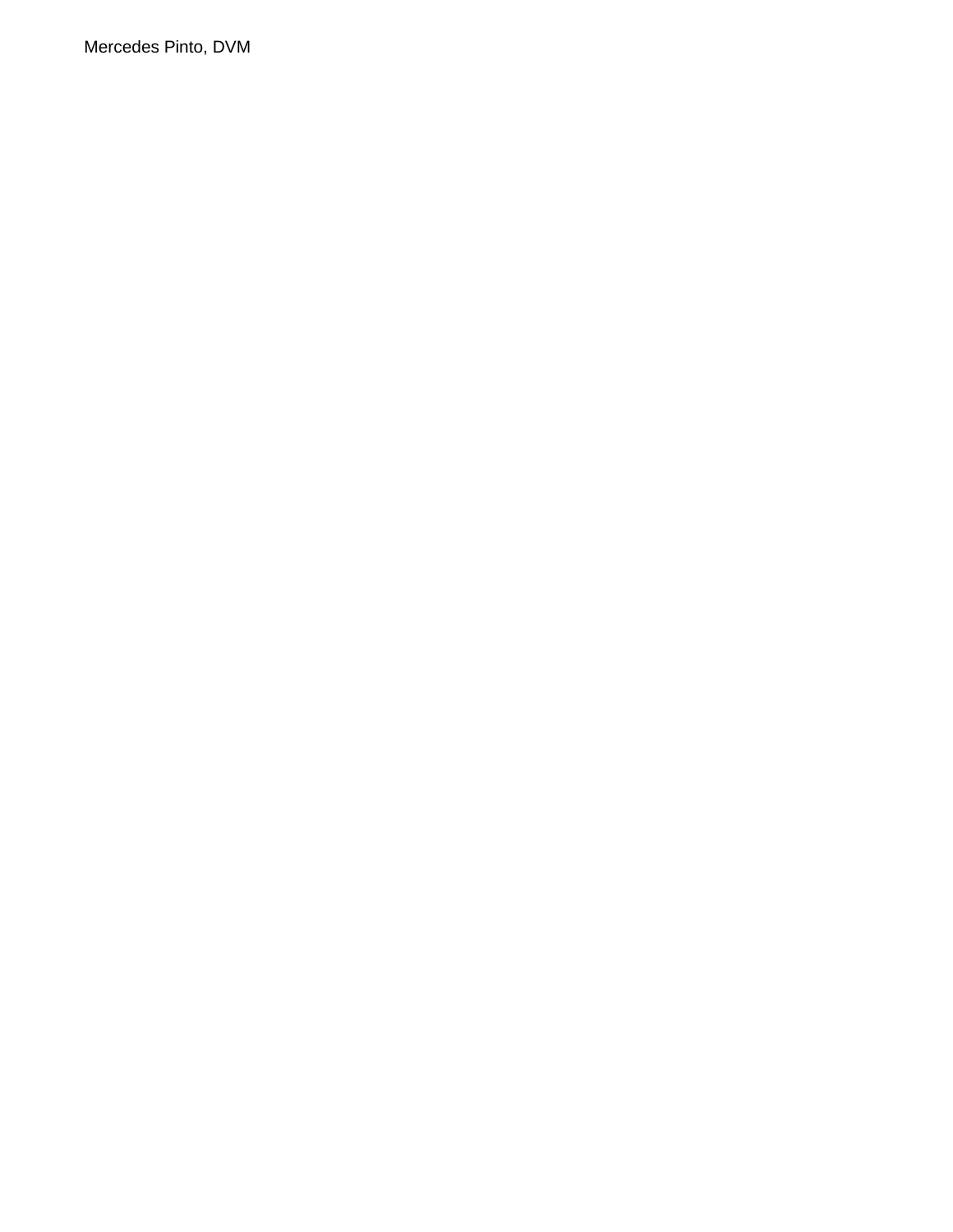Mercedes Pinto, DVM